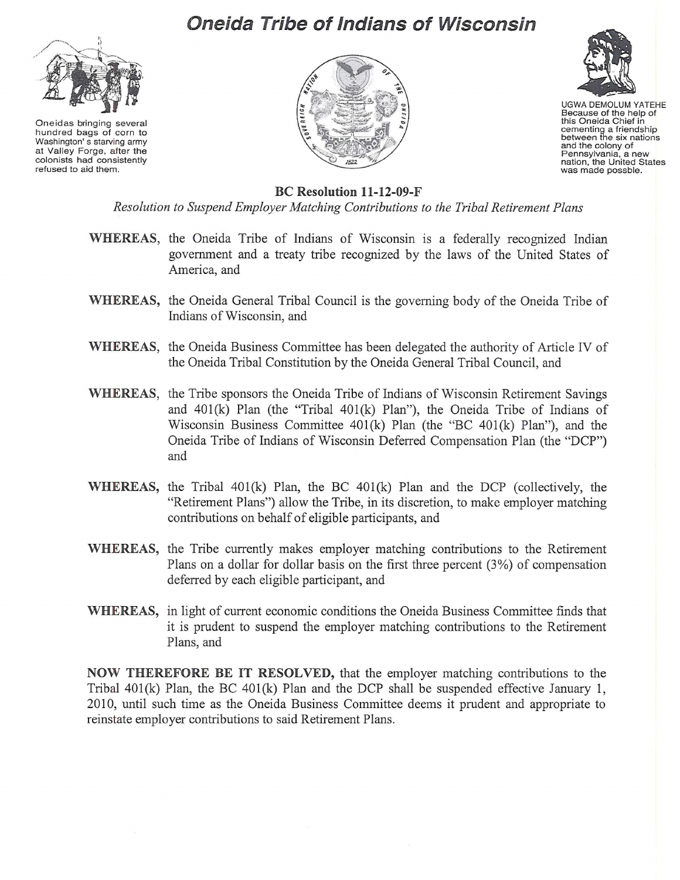# Oneida Tribe of Indians of Wisconsin

Oneidas bringing several hundred bags of corn to Washington' s starving army at Valley Forge, after the colonists had consistently refused to aid them.

UGWA DEMOLUM YATEHE
Because of the help of this Oneida Chief in cementing a friendship between the six nations and the colony of Pennsylvania, a new nation, the United States was made possble.

## BC Resolution 11-12-09-F

*Resolution to Suspend Employer Matching Contributions to the Tribal Retirement Plans*

**WHEREAS,** the Oneida Tribe of Indians of Wisconsin is a federally recognized Indian government and a treaty tribe recognized by the laws of the United States of America, and

**WHEREAS,** the Oneida General Tribal Council is the governing body of the Oneida Tribe of Indians of Wisconsin, and

**WHEREAS,** the Oneida Business Committee has been delegated the authority of Article IV of the Oneida Tribal Constitution by the Oneida General Tribal Council, and

**WHEREAS,** the Tribe sponsors the Oneida Tribe of Indians of Wisconsin Retirement Savings and 401(k) Plan (the "Tribal 401(k) Plan"), the Oneida Tribe of Indians of Wisconsin Business Committee 401(k) Plan (the "BC 401(k) Plan"), and the Oneida Tribe of Indians of Wisconsin Deferred Compensation Plan (the "DCP") and

**WHEREAS,** the Tribal 401(k) Plan, the BC 401(k) Plan and the DCP (collectively, the "Retirement Plans") allow the Tribe, in its discretion, to make employer matching contributions on behalf of eligible participants, and

**WHEREAS,** the Tribe currently makes employer matching contributions to the Retirement Plans on a dollar for dollar basis on the first three percent (3%) of compensation deferred by each eligible participant, and

**WHEREAS,** in light of current economic conditions the Oneida Business Committee finds that it is prudent to suspend the employer matching contributions to the Retirement Plans, and

**NOW THEREFORE BE IT RESOLVED,** that the employer matching contributions to the Tribal 401(k) Plan, the BC 401(k) Plan and the DCP shall be suspended effective January 1, 2010, until such time as the Oneida Business Committee deems it prudent and appropriate to reinstate employer contributions to said Retirement Plans.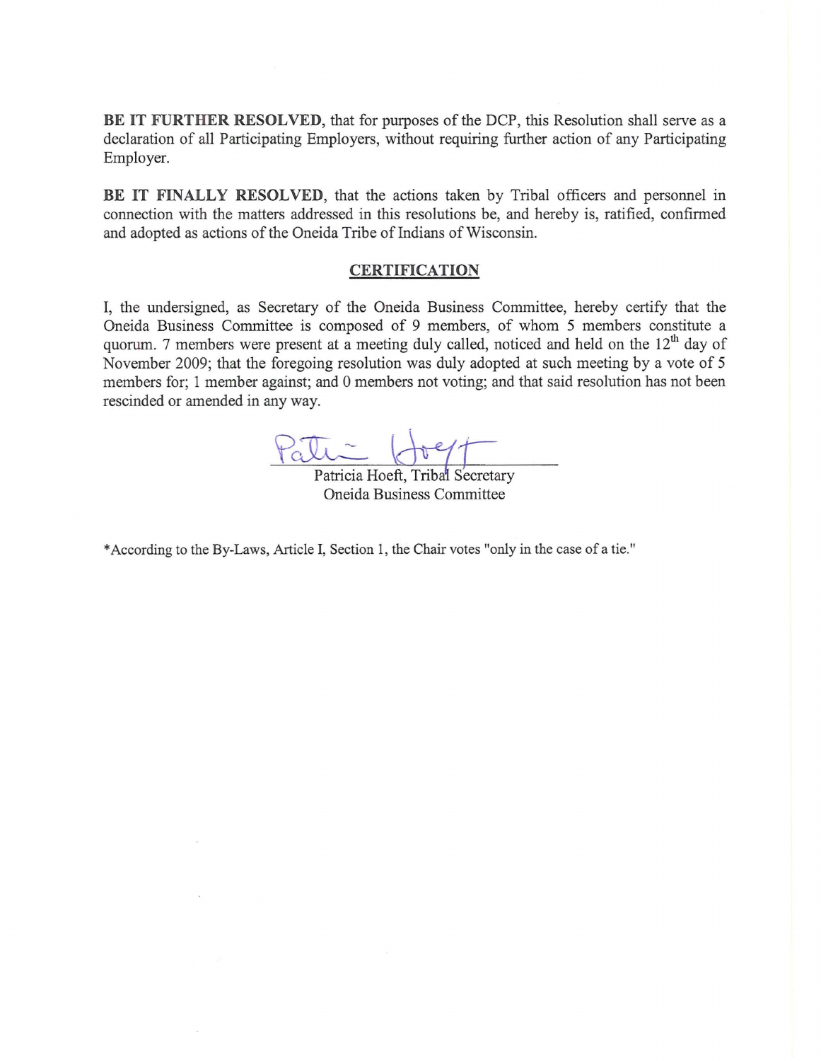**BE IT FURTHER RESOLVED,** that for purposes of the DCP, this Resolution shall serve as a declaration of all Participating Employers, without requiring further action of any Participating Employer.

**BE IT FINALLY RESOLVED,** that the actions taken by Tribal officers and personnel in connection with the matters addressed in this resolutions be, and hereby is, ratified, confirmed and adopted as actions of the Oneida Tribe of Indians of Wisconsin.

## CERTIFICATION

I, the undersigned, as Secretary of the Oneida Business Committee, hereby certify that the Oneida Business Committee is composed of 9 members, of whom 5 members constitute a quorum. 7 members were present at a meeting duly called, noticed and held on the 12th day of November 2009; that the foregoing resolution was duly adopted at such meeting by a vote of 5 members for; 1 member against; and 0 members not voting; and that said resolution has not been rescinded or amended in any way.

Patricia Hoeft, Tribal Secretary
Oneida Business Committee

*According to the By-Laws, Article I, Section 1, the Chair votes "only in the case of a tie."